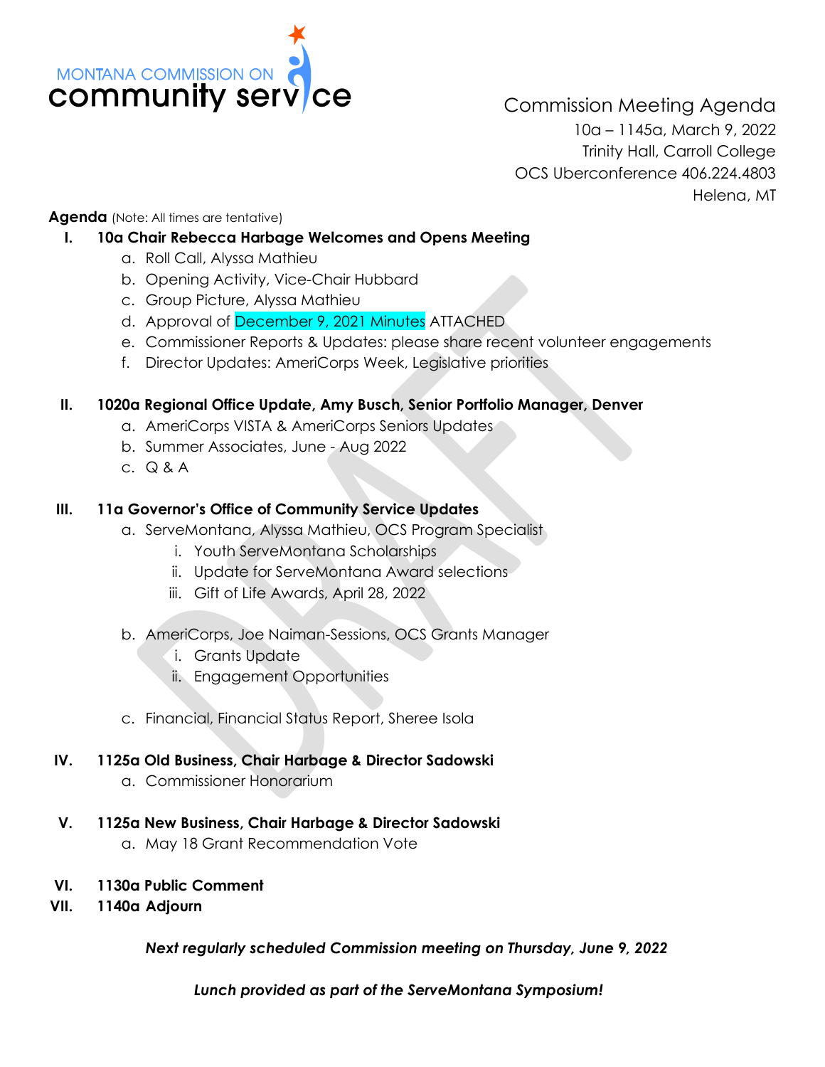MONTANA COMMISSION ON
community service

# Commission Meeting Agenda

10a – 1145a, March 9, 2022
Trinity Hall, Carroll College
OCS Uberconference 406.224.4803
Helena, MT

**Agenda** (Note: All times are tentative)

I. **10a Chair Rebecca Harbage Welcomes and Opens Meeting**
   a. Roll Call, Alyssa Mathieu
   b. Opening Activity, Vice-Chair Hubbard
   c. Group Picture, Alyssa Mathieu
   d. Approval of December 9, 2021 Minutes ATTACHED
   e. Commissioner Reports & Updates: please share recent volunteer engagements
   f. Director Updates: AmeriCorps Week, Legislative priorities

II. **1020a Regional Office Update, Amy Busch, Senior Portfolio Manager, Denver**
   a. AmeriCorps VISTA & AmeriCorps Seniors Updates
   b. Summer Associates, June - Aug 2022
   c. Q & A

III. **11a Governor's Office of Community Service Updates**
   a. ServeMontana, Alyssa Mathieu, OCS Program Specialist
      i. Youth ServeMontana Scholarships
      ii. Update for ServeMontana Award selections
      iii. Gift of Life Awards, April 28, 2022

   b. AmeriCorps, Joe Naiman-Sessions, OCS Grants Manager
      i. Grants Update
      ii. Engagement Opportunities

   c. Financial, Financial Status Report, Sheree Isola

IV. **1125a Old Business, Chair Harbage & Director Sadowski**
   a. Commissioner Honorarium

V. **1125a New Business, Chair Harbage & Director Sadowski**
   a. May 18 Grant Recommendation Vote

VI. **1130a Public Comment**

VII. **1140a Adjourn**

***Next regularly scheduled Commission meeting on Thursday, June 9, 2022***

***Lunch provided as part of the ServeMontana Symposium!***

DRAFT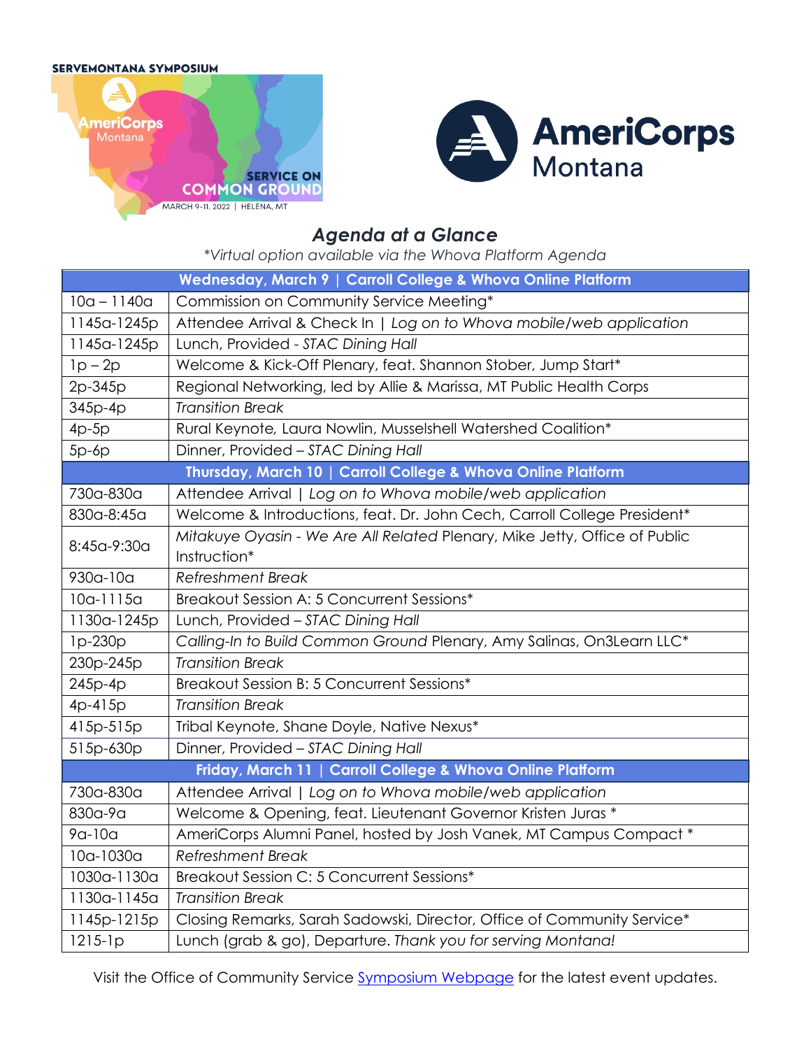SERVEMONTANA SYMPOSIUM

AmeriCorps Montana

SERVICE ON COMMON GROUND

MARCH 9-11, 2022 | HELENA, MT

AmeriCorps Montana

## *Agenda at a Glance*

*\*Virtual option available via the Whova Platform Agenda*

| | |
|---|---|
| **Wednesday, March 9 \| Carroll College & Whova Online Platform** | |
| 10a – 1140a | Commission on Community Service Meeting* |
| 1145a-1245p | Attendee Arrival & Check In \| *Log on to Whova mobile/web application* |
| 1145a-1245p | Lunch, Provided - *STAC Dining Hall* |
| 1p – 2p | Welcome & Kick-Off Plenary, feat. Shannon Stober, Jump Start* |
| 2p-345p | Regional Networking, led by Allie & Marissa, MT Public Health Corps |
| 345p-4p | *Transition Break* |
| 4p-5p | Rural Keynote, Laura Nowlin, Musselshell Watershed Coalition* |
| 5p-6p | Dinner, Provided – *STAC Dining Hall* |
| **Thursday, March 10 \| Carroll College & Whova Online Platform** | |
| 730a-830a | Attendee Arrival \| *Log on to Whova mobile/web application* |
| 830a-8:45a | Welcome & Introductions, feat. Dr. John Cech, Carroll College President* |
| 8:45a-9:30a | *Mitakuye Oyasin - We Are All Related* Plenary, Mike Jetty, Office of Public Instruction* |
| 930a-10a | *Refreshment Break* |
| 10a-1115a | Breakout Session A: 5 Concurrent Sessions* |
| 1130a-1245p | Lunch, Provided – *STAC Dining Hall* |
| 1p-230p | *Calling-In to Build Common Ground* Plenary, Amy Salinas, On3Learn LLC* |
| 230p-245p | *Transition Break* |
| 245p-4p | Breakout Session B: 5 Concurrent Sessions* |
| 4p-415p | *Transition Break* |
| 415p-515p | Tribal Keynote, Shane Doyle, Native Nexus* |
| 515p-630p | Dinner, Provided – *STAC Dining Hall* |
| **Friday, March 11 \| Carroll College & Whova Online Platform** | |
| 730a-830a | Attendee Arrival \| *Log on to Whova mobile/web application* |
| 830a-9a | Welcome & Opening, feat. Lieutenant Governor Kristen Juras * |
| 9a-10a | AmeriCorps Alumni Panel, hosted by Josh Vanek, MT Campus Compact * |
| 10a-1030a | *Refreshment Break* |
| 1030a-1130a | Breakout Session C: 5 Concurrent Sessions* |
| 1130a-1145a | *Transition Break* |
| 1145p-1215p | Closing Remarks, Sarah Sadowski, Director, Office of Community Service* |
| 1215-1p | Lunch (grab & go), Departure. *Thank you for serving Montana!* |

Visit the Office of Community Service [Symposium Webpage] for the latest event updates.